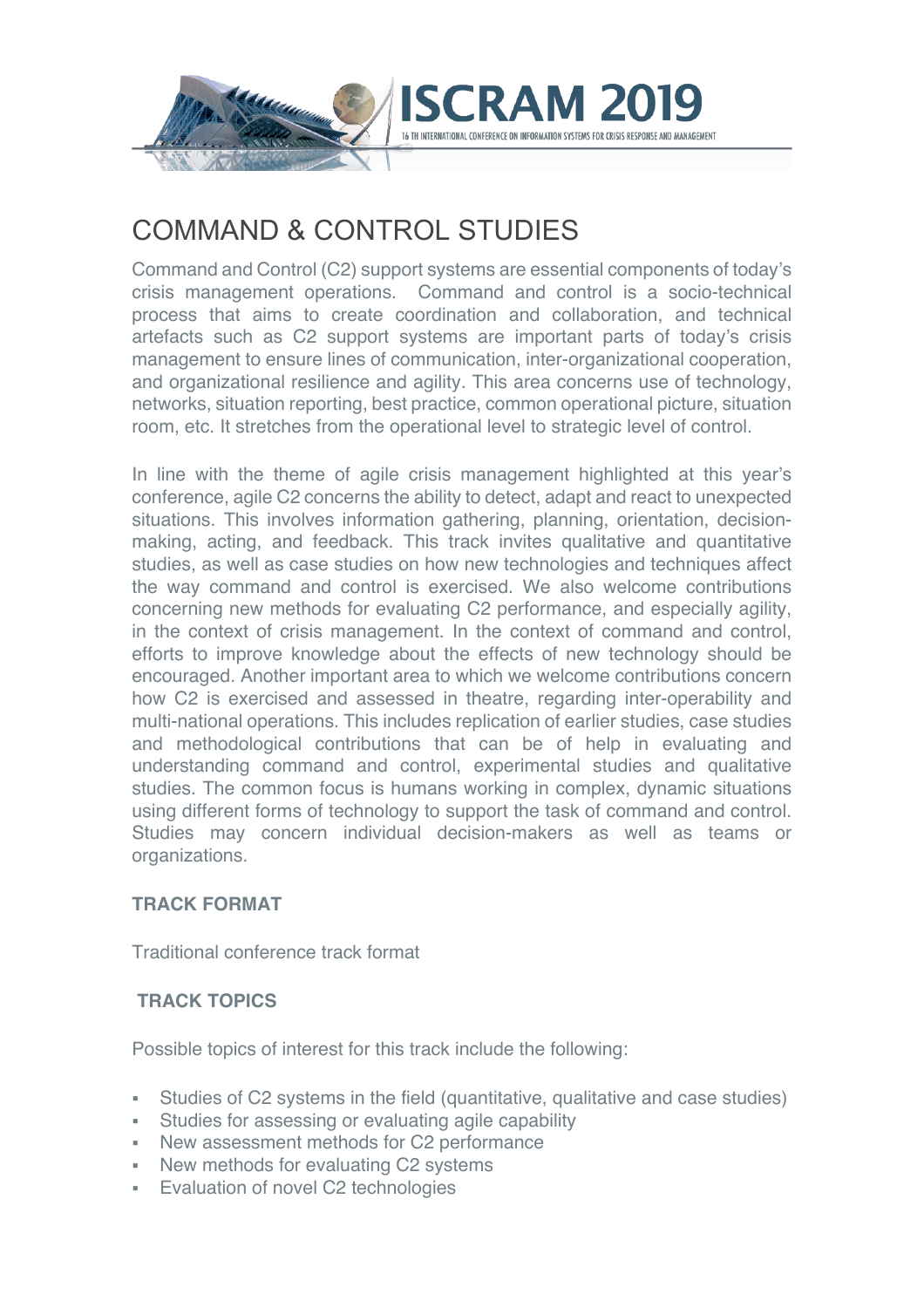# COMMAND & CONTROL STUDIES

Command and Control (C2) support systems are essential components of today's crisis management operations. Command and control is a socio-technical process that aims to create coordination and collaboration, and technical artefacts such as C2 support systems are important parts of today's crisis management to ensure lines of communication, inter-organizational cooperation, and organizational resilience and agility. This area concerns use of technology, networks, situation reporting, best practice, common operational picture, situation room, etc. It stretches from the operational level to strategic level of control.

In line with the theme of agile crisis management highlighted at this year's conference, agile C2 concerns the ability to detect, adapt and react to unexpected situations. This involves information gathering, planning, orientation, decision-making, acting, and feedback. This track invites qualitative and quantitative studies, as well as case studies on how new technologies and techniques affect the way command and control is exercised. We also welcome contributions concerning new methods for evaluating C2 performance, and especially agility, in the context of crisis management. In the context of command and control, efforts to improve knowledge about the effects of new technology should be encouraged. Another important area to which we welcome contributions concern how C2 is exercised and assessed in theatre, regarding inter-operability and multi-national operations. This includes replication of earlier studies, case studies and methodological contributions that can be of help in evaluating and understanding command and control, experimental studies and qualitative studies. The common focus is humans working in complex, dynamic situations using different forms of technology to support the task of command and control. Studies may concern individual decision-makers as well as teams or organizations.

**TRACK FORMAT**

Traditional conference track format

**TRACK TOPICS**

Possible topics of interest for this track include the following:

- Studies of C2 systems in the field (quantitative, qualitative and case studies)
- Studies for assessing or evaluating agile capability
- New assessment methods for C2 performance
- New methods for evaluating C2 systems
- Evaluation of novel C2 technologies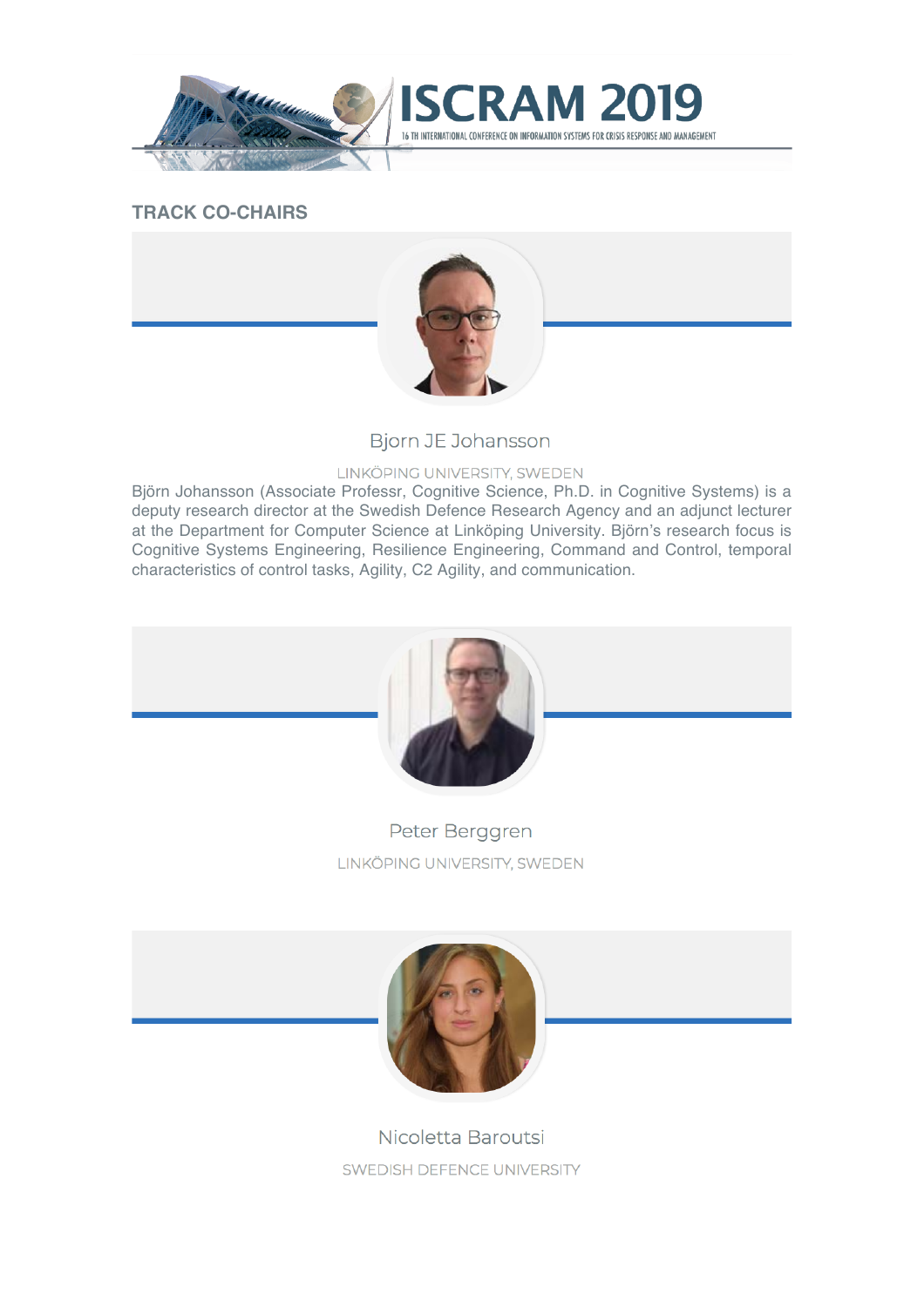## TRACK CO-CHAIRS

### Bjorn JE Johansson

LINKÖPING UNIVERSITY, SWEDEN

Björn Johansson (Associate Professr, Cognitive Science, Ph.D. in Cognitive Systems) is a deputy research director at the Swedish Defence Research Agency and an adjunct lecturer at the Department for Computer Science at Linköping University. Björn's research focus is Cognitive Systems Engineering, Resilience Engineering, Command and Control, temporal characteristics of control tasks, Agility, C2 Agility, and communication.

### Peter Berggren

LINKÖPING UNIVERSITY, SWEDEN

### Nicoletta Baroutsi

SWEDISH DEFENCE UNIVERSITY